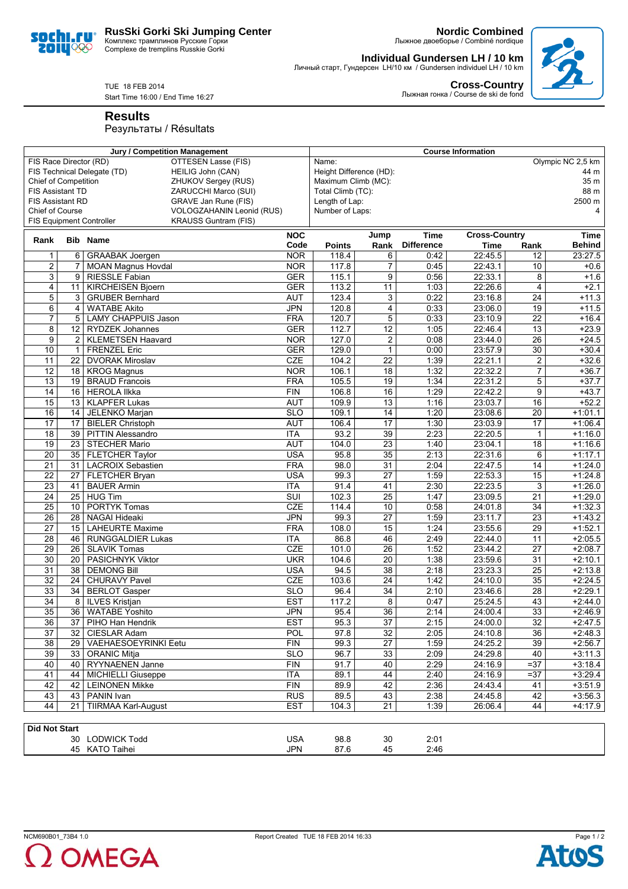**RusSki Gorki Ski Jumping Center**
Комплекс трамплинов Русские Горки
Complexe de tremplins Russkie Gorki

**Nordic Combined**
Лыжное двоеборье / Combiné nordique

**Individual Gundersen LH / 10 km**
Личный старт, Гундерсен LH/10 км / Gundersen individuel LH / 10 km

**Cross-Country**
Лыжная гонка / Course de ski de fond

TUE 18 FEB 2014
Start Time 16:00 / End Time 16:27

## Results
Результаты / Résultats

| Jury / Competition Management | |
|---|---|
| FIS Race Director (RD) | OTTESEN Lasse (FIS) |
| FIS Technical Delegate (TD) | HEILIG John (CAN) |
| Chief of Competition | ZHUKOV Sergey (RUS) |
| FIS Assistant TD | ZARUCCHI Marco (SUI) |
| FIS Assistant RD | GRAVE Jan Rune (FIS) |
| Chief of Course | VOLOGZHANIN Leonid (RUS) |
| FIS Equipment Controller | KRAUSS Guntram (FIS) |

| Course Information | |
|---|---|
| Name: | Olympic NC 2,5 km |
| Height Difference (HD): | 44 m |
| Maximum Climb (MC): | 35 m |
| Total Climb (TC): | 88 m |
| Length of Lap: | 2500 m |
| Number of Laps: | 4 |

| Rank | Bib | Name | NOC Code | Points | Jump Rank | Time Difference | Cross-Country Time | Rank | Time Behind |
|---|---|---|---|---|---|---|---|---|---|
| 1 | 6 | GRAABAK Joergen | NOR | 118.4 | 6 | 0:42 | 22:45.5 | 12 | 23:27.5 |
| 2 | 7 | MOAN Magnus Hovdal | NOR | 117.8 | 7 | 0:45 | 22:43.1 | 10 | +0.6 |
| 3 | 9 | RIESSLE Fabian | GER | 115.1 | 9 | 0:56 | 22:33.1 | 8 | +1.6 |
| 4 | 11 | KIRCHEISEN Bjoern | GER | 113.2 | 11 | 1:03 | 22:26.6 | 4 | +2.1 |
| 5 | 3 | GRUBER Bernhard | AUT | 123.4 | 3 | 0:22 | 23:16.8 | 24 | +11.3 |
| 6 | 4 | WATABE Akito | JPN | 120.8 | 4 | 0:33 | 23:06.0 | 19 | +11.5 |
| 7 | 5 | LAMY CHAPPUIS Jason | FRA | 120.7 | 5 | 0:33 | 23:10.9 | 22 | +16.4 |
| 8 | 12 | RYDZEK Johannes | GER | 112.7 | 12 | 1:05 | 22:46.4 | 13 | +23.9 |
| 9 | 2 | KLEMETSEN Haavard | NOR | 127.0 | 2 | 0:08 | 23:44.0 | 26 | +24.5 |
| 10 | 1 | FRENZEL Eric | GER | 129.0 | 1 | 0:00 | 23:57.9 | 30 | +30.4 |
| 11 | 22 | DVORAK Miroslav | CZE | 104.2 | 22 | 1:39 | 22:21.1 | 2 | +32.6 |
| 12 | 18 | KROG Magnus | NOR | 106.1 | 18 | 1:32 | 22:32.2 | 7 | +36.7 |
| 13 | 19 | BRAUD Francois | FRA | 105.5 | 19 | 1:34 | 22:31.2 | 5 | +37.7 |
| 14 | 16 | HEROLA Ilkka | FIN | 106.8 | 16 | 1:29 | 22:42.2 | 9 | +43.7 |
| 15 | 13 | KLAPFER Lukas | AUT | 109.9 | 13 | 1:16 | 23:03.7 | 16 | +52.2 |
| 16 | 14 | JELENKO Marjan | SLO | 109.1 | 14 | 1:20 | 23:08.6 | 20 | +1:01.1 |
| 17 | 17 | BIELER Christoph | AUT | 106.4 | 17 | 1:30 | 23:03.9 | 17 | +1:06.4 |
| 18 | 39 | PITTIN Alessandro | ITA | 93.2 | 39 | 2:23 | 22:20.5 | 1 | +1:16.0 |
| 19 | 23 | STECHER Mario | AUT | 104.0 | 23 | 1:40 | 23:04.1 | 18 | +1:16.6 |
| 20 | 35 | FLETCHER Taylor | USA | 95.8 | 35 | 2:13 | 22:31.6 | 6 | +1:17.1 |
| 21 | 31 | LACROIX Sebastien | FRA | 98.0 | 31 | 2:04 | 22:47.5 | 14 | +1:24.0 |
| 22 | 27 | FLETCHER Bryan | USA | 99.3 | 27 | 1:59 | 22:53.3 | 15 | +1:24.8 |
| 23 | 41 | BAUER Armin | ITA | 91.4 | 41 | 2:30 | 22:23.5 | 3 | +1:26.0 |
| 24 | 25 | HUG Tim | SUI | 102.3 | 25 | 1:47 | 23:09.5 | 21 | +1:29.0 |
| 25 | 10 | PORTYK Tomas | CZE | 114.4 | 10 | 0:58 | 24:01.8 | 34 | +1:32.3 |
| 26 | 28 | NAGAI Hideaki | JPN | 99.3 | 27 | 1:59 | 23:11.7 | 23 | +1:43.2 |
| 27 | 15 | LAHEURTE Maxime | FRA | 108.0 | 15 | 1:24 | 23:55.6 | 29 | +1:52.1 |
| 28 | 46 | RUNGGALDIER Lukas | ITA | 86.8 | 46 | 2:49 | 22:44.0 | 11 | +2:05.5 |
| 29 | 26 | SLAVIK Tomas | CZE | 101.0 | 26 | 1:52 | 23:44.2 | 27 | +2:08.7 |
| 30 | 20 | PASICHNYK Viktor | UKR | 104.6 | 20 | 1:38 | 23:59.6 | 31 | +2:10.1 |
| 31 | 38 | DEMONG Bill | USA | 94.5 | 38 | 2:18 | 23:23.3 | 25 | +2:13.8 |
| 32 | 24 | CHURAVY Pavel | CZE | 103.6 | 24 | 1:42 | 24:10.0 | 35 | +2:24.5 |
| 33 | 34 | BERLOT Gasper | SLO | 96.4 | 34 | 2:10 | 23:46.6 | 28 | +2:29.1 |
| 34 | 8 | ILVES Kristjan | EST | 117.2 | 8 | 0:47 | 25:24.5 | 43 | +2:44.0 |
| 35 | 36 | WATABE Yoshito | JPN | 95.4 | 36 | 2:14 | 24:00.4 | 33 | +2:46.9 |
| 36 | 37 | PIHO Han Hendrik | EST | 95.3 | 37 | 2:15 | 24:00.0 | 32 | +2:47.5 |
| 37 | 32 | CIESLAR Adam | POL | 97.8 | 32 | 2:05 | 24:10.8 | 36 | +2:48.3 |
| 38 | 29 | VAEHAESOEYRINKI Eetu | FIN | 99.3 | 27 | 1:59 | 24:25.2 | 39 | +2:56.7 |
| 39 | 33 | ORANIC Mitja | SLO | 96.7 | 33 | 2:09 | 24:29.8 | 40 | +3:11.3 |
| 40 | 40 | RYYNAENEN Janne | FIN | 91.7 | 40 | 2:29 | 24:16.9 | =37 | +3:18.4 |
| 41 | 44 | MICHIELLI Giuseppe | ITA | 89.1 | 44 | 2:40 | 24:16.9 | =37 | +3:29.4 |
| 42 | 42 | LEINONEN Mikke | FIN | 89.9 | 42 | 2:36 | 24:43.4 | 41 | +3:51.9 |
| 43 | 43 | PANIN Ivan | RUS | 89.5 | 43 | 2:38 | 24:45.8 | 42 | +3:56.3 |
| 44 | 21 | TIIRMAA Karl-August | EST | 104.3 | 21 | 1:39 | 26:06.4 | 44 | +4:17.9 |

**Did Not Start**

| Bib | Name | NOC Code | Points | Jump Rank | Time Difference |
|---|---|---|---|---|---|
| 30 | LODWICK Todd | USA | 98.8 | 30 | 2:01 |
| 45 | KATO Taihei | JPN | 87.6 | 45 | 2:46 |

NCM690B01_73B4 1.0 Report Created TUE 18 FEB 2014 16:33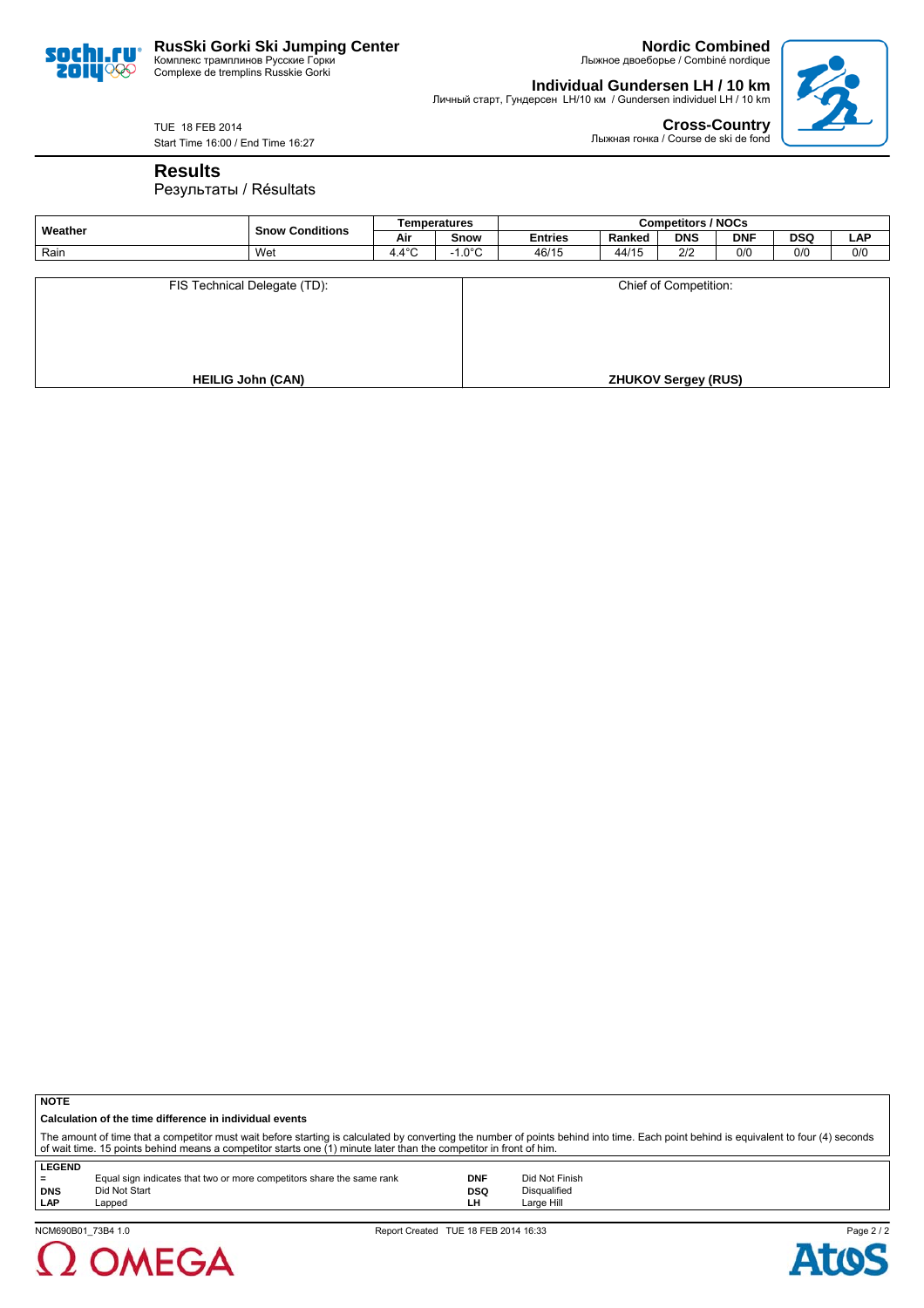# RusSki Gorki Ski Jumping Center

Комплекс трамплинов Русские Горки
Complexe de tremplins Russkie Gorki

**Nordic Combined**
Лыжное двоеборье / Combiné nordique

**Individual Gundersen LH / 10 km**
Личный старт, Гундерсен LH/10 км / Gundersen individuel LH / 10 km

**Cross-Country**
Лыжная гонка / Course de ski de fond

TUE 18 FEB 2014
Start Time 16:00 / End Time 16:27

## Results

Результаты / Résultats

| Weather | Snow Conditions | Temperatures | | Competitors / NOCs | | | | | |
|---|---|---|---|---|---|---|---|---|---|
| | | Air | Snow | Entries | Ranked | DNS | DNF | DSQ | LAP |
| Rain | Wet | 4.4°C | -1.0°C | 46/15 | 44/15 | 2/2 | 0/0 | 0/0 | 0/0 |

| FIS Technical Delegate (TD): | Chief of Competition: |
|---|---|
| **HEILIG John (CAN)** | **ZHUKOV Sergey (RUS)** |

**NOTE**

**Calculation of the time difference in individual events**

The amount of time that a competitor must wait before starting is calculated by converting the number of points behind into time. Each point behind is equivalent to four (4) seconds of wait time. 15 points behind means a competitor starts one (1) minute later than the competitor in front of him.

**LEGEND**

| | | | |
|---|---|---|---|
| = | Equal sign indicates that two or more competitors share the same rank | DNF | Did Not Finish |
| DNS | Did Not Start | DSQ | Disqualified |
| LAP | Lapped | LH | Large Hill |

NCM690B01_73B4 1.0 Report Created TUE 18 FEB 2014 16:33